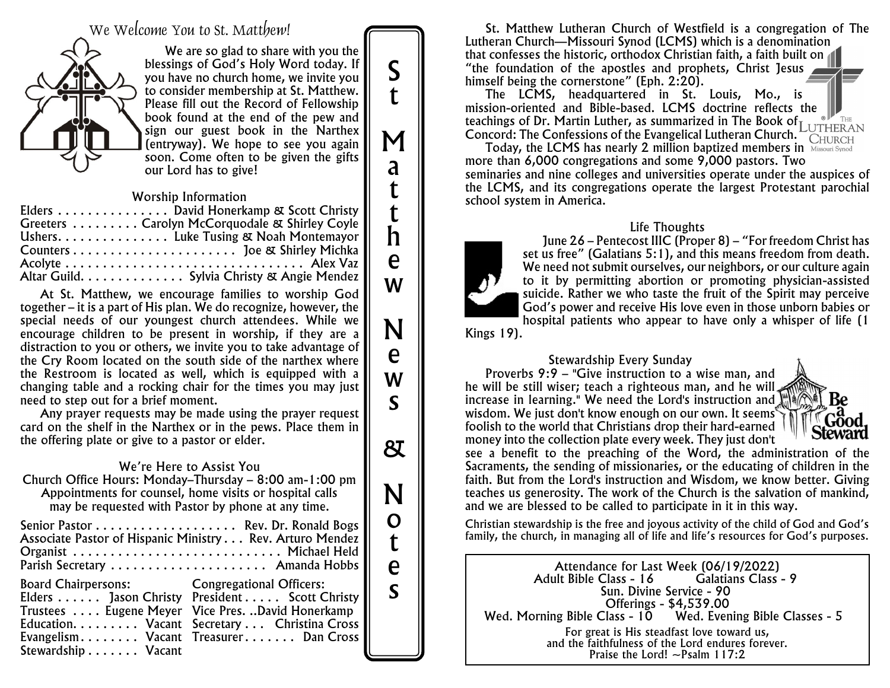# We Welcome You to St. Matthew!

We are so glad to share with you the blessings of God's Holy Word today. If you have no church home, we invite you to consider membership at St. Matthew. Please fill out the Record of Fellowship book found at the end of the pew and sign our guest book in the Narthex (entryway). We hope to see you again soon. Come often to be given the gifts our Lord has to give!

## Worship Information

Elders . . . . . . . . . . . . . . . David Honerkamp & Scott Christy
Greeters . . . . . . . . . Carolyn McCorquodale & Shirley Coyle
Ushers. . . . . . . . . . . . . . . Luke Tusing & Noah Montemayor
Counters . . . . . . . . . . . . . . . . . . . . . . Joe & Shirley Michka
Acolyte . . . . . . . . . . . . . . . . . . . . . . . . . . . . . . . . Alex Vaz
Altar Guild. . . . . . . . . . . . . . Sylvia Christy & Angie Mendez

At St. Matthew, we encourage families to worship God together – it is a part of His plan. We do recognize, however, the special needs of our youngest church attendees. While we encourage children to be present in worship, if they are a distraction to you or others, we invite you to take advantage of the Cry Room located on the south side of the narthex where the Restroom is located as well, which is equipped with a changing table and a rocking chair for the times you may just need to step out for a brief moment.

Any prayer requests may be made using the prayer request card on the shelf in the Narthex or in the pews. Place them in the offering plate or give to a pastor or elder.

## We're Here to Assist You

Church Office Hours: Monday–Thursday – 8:00 am-1:00 pm
Appointments for counsel, home visits or hospital calls may be requested with Pastor by phone at any time.

Senior Pastor . . . . . . . . . . . . . . . . . . . Rev. Dr. Ronald Bogs
Associate Pastor of Hispanic Ministry . . . Rev. Arturo Mendez
Organist . . . . . . . . . . . . . . . . . . . . . . . . . . . . Michael Held
Parish Secretary . . . . . . . . . . . . . . . . . . . . . Amanda Hobbs

| Board Chairpersons: | Congregational Officers: |
|---|---|
| Elders . . . . . . Jason Christy | President . . . . . Scott Christy |
| Trustees . . . . Eugene Meyer | Vice Pres. ..David Honerkamp |
| Education. . . . . . . . . Vacant | Secretary . . . Christina Cross |
| Evangelism . . . . . . . . Vacant | Treasurer . . . . . . . Dan Cross |
| Stewardship . . . . . . . Vacant | |

# St Matthew News & Notes

St. Matthew Lutheran Church of Westfield is a congregation of The Lutheran Church—Missouri Synod (LCMS) which is a denomination that confesses the historic, orthodox Christian faith, a faith built on "the foundation of the apostles and prophets, Christ Jesus himself being the cornerstone" (Eph. 2:20).

The LCMS, headquartered in St. Louis, Mo., is mission-oriented and Bible-based. LCMS doctrine reflects the teachings of Dr. Martin Luther, as summarized in The Book of Concord: The Confessions of the Evangelical Lutheran Church.

Today, the LCMS has nearly 2 million baptized members in more than 6,000 congregations and some 9,000 pastors. Two seminaries and nine colleges and universities operate under the auspices of the LCMS, and its congregations operate the largest Protestant parochial school system in America.

## Life Thoughts

June 26 – Pentecost IIIC (Proper 8) – "For freedom Christ has set us free" (Galatians 5:1), and this means freedom from death. We need not submit ourselves, our neighbors, or our culture again to it by permitting abortion or promoting physician-assisted suicide. Rather we who taste the fruit of the Spirit may perceive God's power and receive His love even in those unborn babies or hospital patients who appear to have only a whisper of life (1 Kings 19).

## Stewardship Every Sunday

Proverbs 9:9 – "Give instruction to a wise man, and he will be still wiser; teach a righteous man, and he will increase in learning." We need the Lord's instruction and wisdom. We just don't know enough on our own. It seems foolish to the world that Christians drop their hard-earned money into the collection plate every week. They just don't see a benefit to the preaching of the Word, the administration of the Sacraments, the sending of missionaries, or the educating of children in the faith. But from the Lord's instruction and Wisdom, we know better. Giving teaches us generosity. The work of the Church is the salvation of mankind, and we are blessed to be called to participate in it in this way.

Christian stewardship is the free and joyous activity of the child of God and God's family, the church, in managing all of life and life's resources for God's purposes.

## Attendance for Last Week (06/19/2022)

Adult Bible Class - 16 Galatians Class - 9
Sun. Divine Service - 90
Offerings - $4,539.00
Wed. Morning Bible Class - 10 Wed. Evening Bible Classes - 5

For great is His steadfast love toward us,
and the faithfulness of the Lord endures forever.
Praise the Lord! ~Psalm 117:2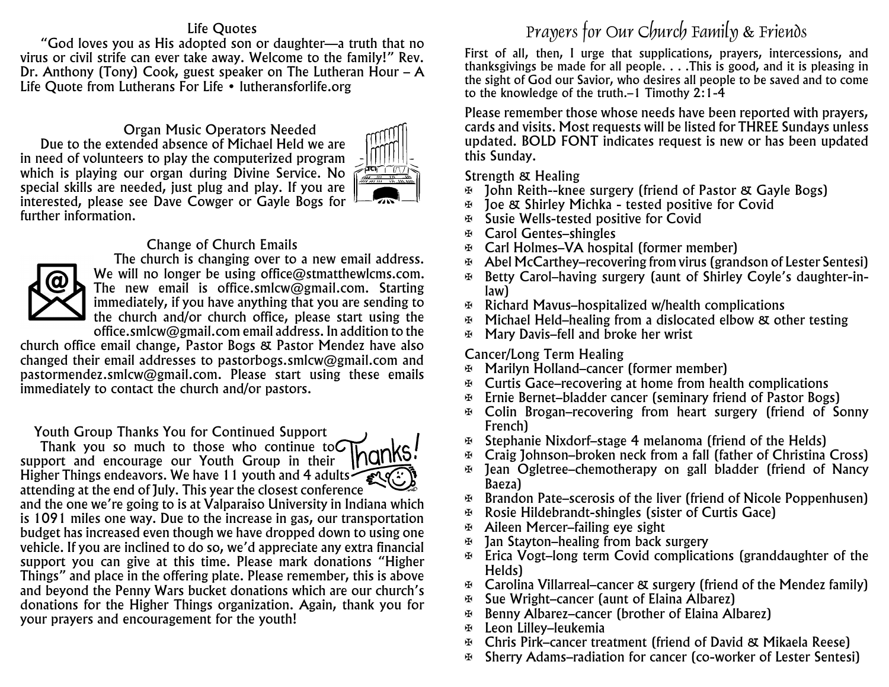## Life Quotes

"God loves you as His adopted son or daughter—a truth that no virus or civil strife can ever take away. Welcome to the family!" Rev. Dr. Anthony (Tony) Cook, guest speaker on The Lutheran Hour – A Life Quote from Lutherans For Life • lutheransforlife.org

## Organ Music Operators Needed

Due to the extended absence of Michael Held we are in need of volunteers to play the computerized program which is playing our organ during Divine Service. No special skills are needed, just plug and play. If you are interested, please see Dave Cowger or Gayle Bogs for further information.

## Change of Church Emails

The church is changing over to a new email address. We will no longer be using office@stmatthewlcms.com. The new email is office.smlcw@gmail.com. Starting immediately, if you have anything that you are sending to the church and/or church office, please start using the office.smlcw@gmail.com email address. In addition to the church office email change, Pastor Bogs & Pastor Mendez have also changed their email addresses to pastorbogs.smlcw@gmail.com and pastormendez.smlcw@gmail.com. Please start using these emails immediately to contact the church and/or pastors.

## Youth Group Thanks You for Continued Support

Thank you so much to those who continue to support and encourage our Youth Group in their Higher Things endeavors. We have 11 youth and 4 adults attending at the end of July. This year the closest conference and the one we're going to is at Valparaiso University in Indiana which is 1091 miles one way. Due to the increase in gas, our transportation budget has increased even though we have dropped down to using one vehicle. If you are inclined to do so, we'd appreciate any extra financial support you can give at this time. Please mark donations "Higher Things" and place in the offering plate. Please remember, this is above and beyond the Penny Wars bucket donations which are our church's donations for the Higher Things organization. Again, thank you for your prayers and encouragement for the youth!

# Prayers for Our Church Family & Friends

First of all, then, I urge that supplications, prayers, intercessions, and thanksgivings be made for all people. . . .This is good, and it is pleasing in the sight of God our Savior, who desires all people to be saved and to come to the knowledge of the truth.–1 Timothy 2:1-4

Please remember those whose needs have been reported with prayers, cards and visits. Most requests will be listed for THREE Sundays unless updated. BOLD FONT indicates request is new or has been updated this Sunday.

### Strength & Healing

- John Reith--knee surgery (friend of Pastor & Gayle Bogs)
- Joe & Shirley Michka - tested positive for Covid
- Susie Wells-tested positive for Covid
- Carol Gentes–shingles
- Carl Holmes–VA hospital (former member)
- Abel McCarthey–recovering from virus (grandson of Lester Sentesi)
- Betty Carol–having surgery (aunt of Shirley Coyle's daughter-in-law)
- Richard Mavus–hospitalized w/health complications
- Michael Held–healing from a dislocated elbow & other testing
- Mary Davis–fell and broke her wrist

### Cancer/Long Term Healing

- Marilyn Holland–cancer (former member)
- Curtis Gace–recovering at home from health complications
- Ernie Bernet–bladder cancer (seminary friend of Pastor Bogs)
- Colin Brogan–recovering from heart surgery (friend of Sonny French)
- Stephanie Nixdorf–stage 4 melanoma (friend of the Helds)
- Craig Johnson–broken neck from a fall (father of Christina Cross)
- Jean Ogletree–chemotherapy on gall bladder (friend of Nancy Baeza)
- Brandon Pate–scerosis of the liver (friend of Nicole Poppenhusen)
- Rosie Hildebrandt-shingles (sister of Curtis Gace)
- Aileen Mercer–failing eye sight
- Jan Stayton–healing from back surgery
- Erica Vogt–long term Covid complications (granddaughter of the Helds)
- Carolina Villarreal–cancer & surgery (friend of the Mendez family)
- Sue Wright–cancer (aunt of Elaina Albarez)
- Benny Albarez–cancer (brother of Elaina Albarez)
- Leon Lilley–leukemia
- Chris Pirk–cancer treatment (friend of David & Mikaela Reese)
- Sherry Adams–radiation for cancer (co-worker of Lester Sentesi)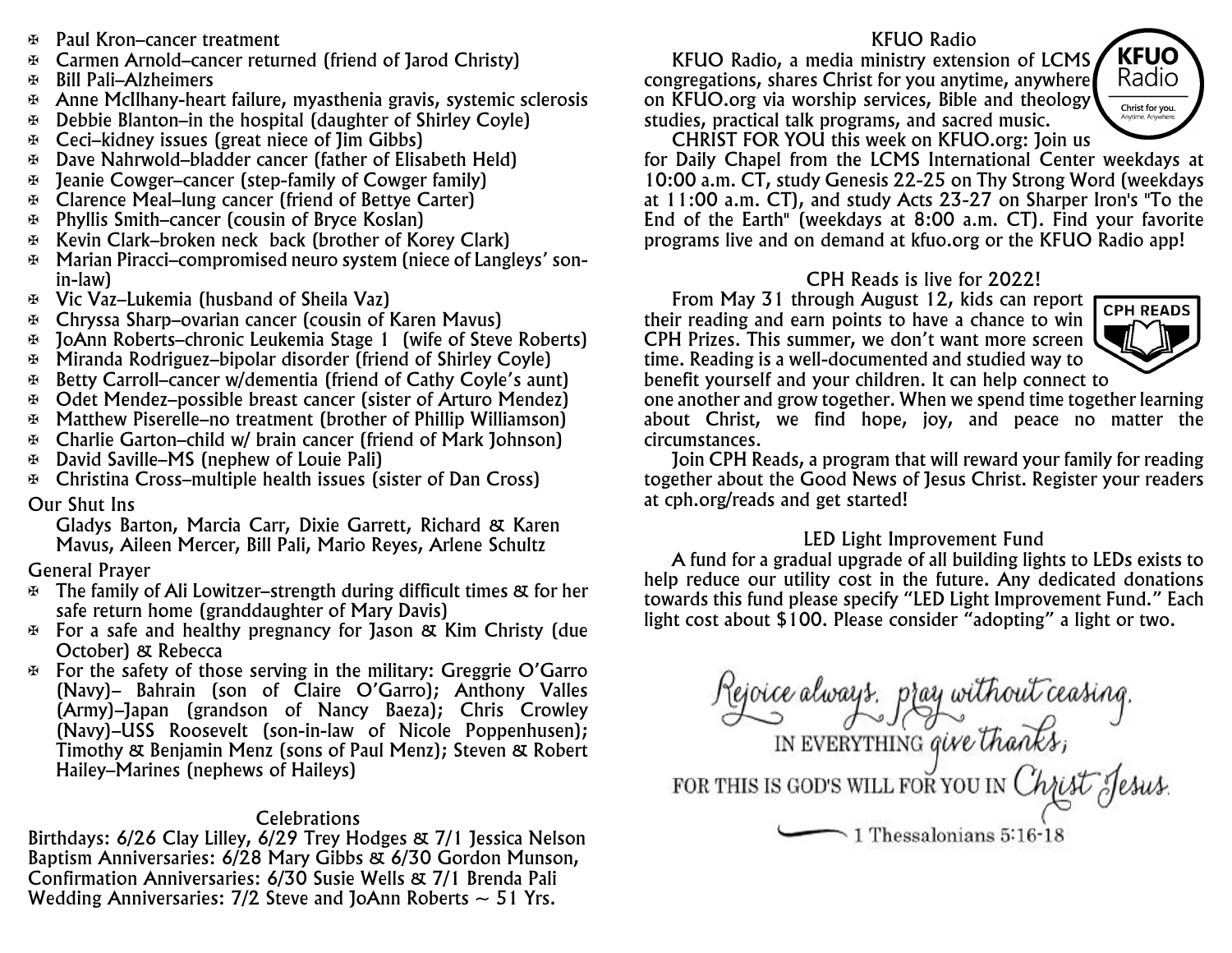- Paul Kron–cancer treatment
- Carmen Arnold–cancer returned (friend of Jarod Christy)
- Bill Pali–Alzheimers
- Anne McIlhany-heart failure, myasthenia gravis, systemic sclerosis
- Debbie Blanton–in the hospital (daughter of Shirley Coyle)
- Ceci–kidney issues (great niece of Jim Gibbs)
- Dave Nahrwold–bladder cancer (father of Elisabeth Held)
- Jeanie Cowger–cancer (step-family of Cowger family)
- Clarence Meal–lung cancer (friend of Bettye Carter)
- Phyllis Smith–cancer (cousin of Bryce Koslan)
- Kevin Clark–broken neck back (brother of Korey Clark)
- Marian Piracci–compromised neuro system (niece of Langleys' son-in-law)
- Vic Vaz–Lukemia (husband of Sheila Vaz)
- Chryssa Sharp–ovarian cancer (cousin of Karen Mavus)
- JoAnn Roberts–chronic Leukemia Stage 1 (wife of Steve Roberts)
- Miranda Rodriguez–bipolar disorder (friend of Shirley Coyle)
- Betty Carroll–cancer w/dementia (friend of Cathy Coyle's aunt)
- Odet Mendez–possible breast cancer (sister of Arturo Mendez)
- Matthew Piserelle–no treatment (brother of Phillip Williamson)
- Charlie Garton–child w/ brain cancer (friend of Mark Johnson)
- David Saville–MS (nephew of Louie Pali)
- Christina Cross–multiple health issues (sister of Dan Cross)

Our Shut Ins

Gladys Barton, Marcia Carr, Dixie Garrett, Richard & Karen Mavus, Aileen Mercer, Bill Pali, Mario Reyes, Arlene Schultz

General Prayer

- The family of Ali Lowitzer–strength during difficult times & for her safe return home (granddaughter of Mary Davis)
- For a safe and healthy pregnancy for Jason & Kim Christy (due October) & Rebecca
- For the safety of those serving in the military: Greggrie O'Garro (Navy)– Bahrain (son of Claire O'Garro); Anthony Valles (Army)–Japan (grandson of Nancy Baeza); Chris Crowley (Navy)–USS Roosevelt (son-in-law of Nicole Poppenhusen); Timothy & Benjamin Menz (sons of Paul Menz); Steven & Robert Hailey–Marines (nephews of Haileys)

## Celebrations

Birthdays: 6/26 Clay Lilley, 6/29 Trey Hodges & 7/1 Jessica Nelson
Baptism Anniversaries: 6/28 Mary Gibbs & 6/30 Gordon Munson,
Confirmation Anniversaries: 6/30 Susie Wells & 7/1 Brenda Pali
Wedding Anniversaries: 7/2 Steve and JoAnn Roberts ~ 51 Yrs.

## KFUO Radio

KFUO Radio, a media ministry extension of LCMS congregations, shares Christ for you anytime, anywhere on KFUO.org via worship services, Bible and theology studies, practical talk programs, and sacred music.

CHRIST FOR YOU this week on KFUO.org: Join us for Daily Chapel from the LCMS International Center weekdays at 10:00 a.m. CT, study Genesis 22-25 on Thy Strong Word (weekdays at 11:00 a.m. CT), and study Acts 23-27 on Sharper Iron's "To the End of the Earth" (weekdays at 8:00 a.m. CT). Find your favorite programs live and on demand at kfuo.org or the KFUO Radio app!

## CPH Reads is live for 2022!

From May 31 through August 12, kids can report their reading and earn points to have a chance to win CPH Prizes. This summer, we don't want more screen time. Reading is a well-documented and studied way to benefit yourself and your children. It can help connect to one another and grow together. When we spend time together learning about Christ, we find hope, joy, and peace no matter the circumstances.

Join CPH Reads, a program that will reward your family for reading together about the Good News of Jesus Christ. Register your readers at cph.org/reads and get started!

## LED Light Improvement Fund

A fund for a gradual upgrade of all building lights to LEDs exists to help reduce our utility cost in the future. Any dedicated donations towards this fund please specify "LED Light Improvement Fund." Each light cost about $100. Please consider "adopting" a light or two.

Rejoice always, pray without ceasing, IN EVERYTHING give thanks; FOR THIS IS GOD'S WILL FOR YOU IN Christ Jesus.
— 1 Thessalonians 5:16-18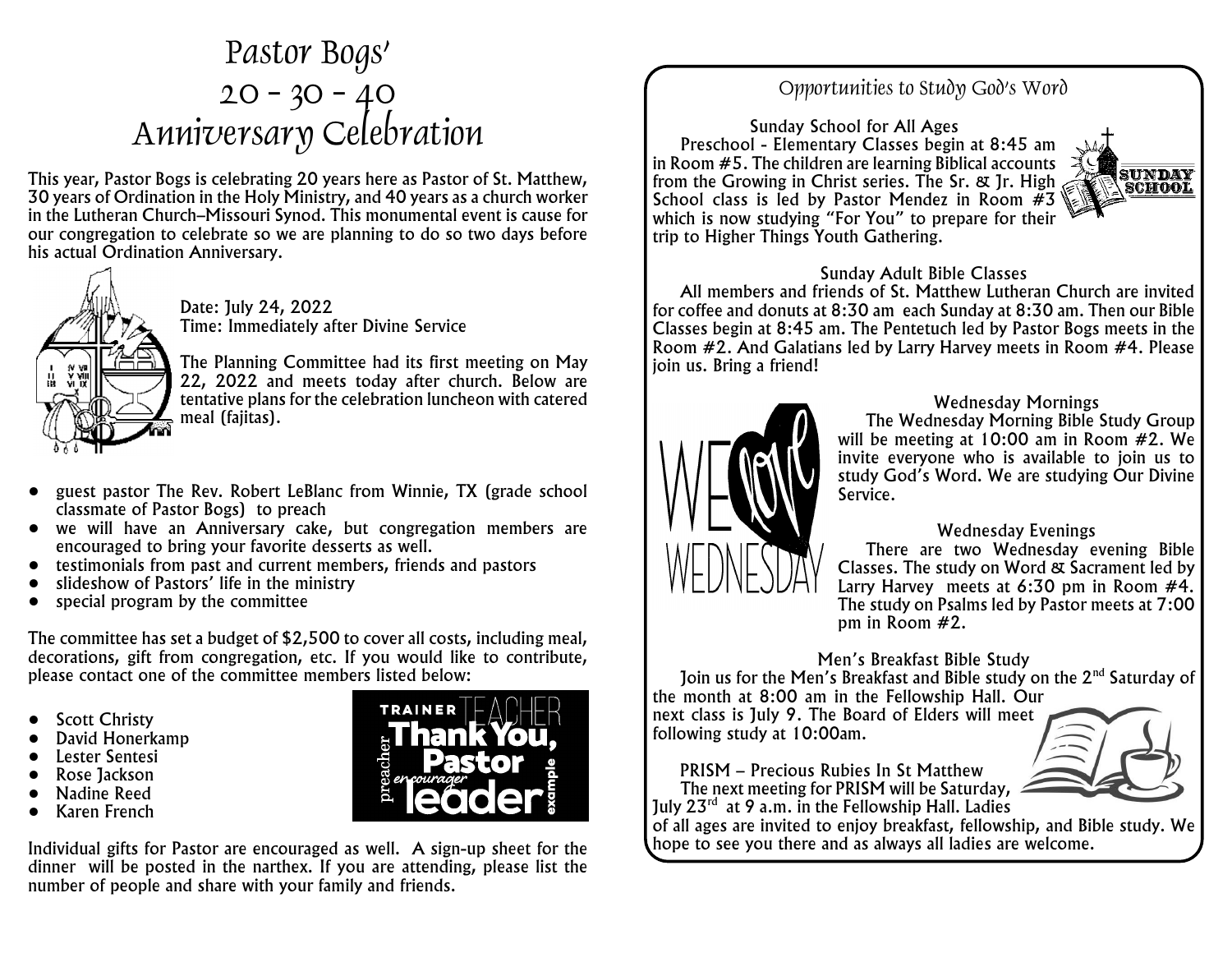# Pastor Bogs' 20 - 30 - 40 Anniversary Celebration

This year, Pastor Bogs is celebrating 20 years here as Pastor of St. Matthew, 30 years of Ordination in the Holy Ministry, and 40 years as a church worker in the Lutheran Church–Missouri Synod. This monumental event is cause for our congregation to celebrate so we are planning to do so two days before his actual Ordination Anniversary.

Date: July 24, 2022
Time: Immediately after Divine Service

The Planning Committee had its first meeting on May 22, 2022 and meets today after church. Below are tentative plans for the celebration luncheon with catered meal (fajitas).

- guest pastor The Rev. Robert LeBlanc from Winnie, TX (grade school classmate of Pastor Bogs) to preach
- we will have an Anniversary cake, but congregation members are encouraged to bring your favorite desserts as well.
- testimonials from past and current members, friends and pastors
- slideshow of Pastors' life in the ministry
- special program by the committee

The committee has set a budget of $2,500 to cover all costs, including meal, decorations, gift from congregation, etc. If you would like to contribute, please contact one of the committee members listed below:

- Scott Christy
- David Honerkamp
- Lester Sentesi
- Rose Jackson
- Nadine Reed
- Karen French

Individual gifts for Pastor are encouraged as well. A sign-up sheet for the dinner will be posted in the narthex. If you are attending, please list the number of people and share with your family and friends.

## Opportunities to Study God's Word

### Sunday School for All Ages

Preschool - Elementary Classes begin at 8:45 am in Room #5. The children are learning Biblical accounts from the Growing in Christ series. The Sr. & Jr. High School class is led by Pastor Mendez in Room #3 which is now studying "For You" to prepare for their trip to Higher Things Youth Gathering.

### Sunday Adult Bible Classes

All members and friends of St. Matthew Lutheran Church are invited for coffee and donuts at 8:30 am each Sunday at 8:30 am. Then our Bible Classes begin at 8:45 am. The Pentetuch led by Pastor Bogs meets in the Room #2. And Galatians led by Larry Harvey meets in Room #4. Please join us. Bring a friend!

### Wednesday Mornings

The Wednesday Morning Bible Study Group will be meeting at 10:00 am in Room #2. We invite everyone who is available to join us to study God's Word. We are studying Our Divine Service.

### Wednesday Evenings

There are two Wednesday evening Bible Classes. The study on Word & Sacrament led by Larry Harvey meets at 6:30 pm in Room #4. The study on Psalms led by Pastor meets at 7:00 pm in Room #2.

### Men's Breakfast Bible Study

Join us for the Men's Breakfast and Bible study on the 2nd Saturday of the month at 8:00 am in the Fellowship Hall. Our next class is July 9. The Board of Elders will meet following study at 10:00am.

### PRISM – Precious Rubies In St Matthew

The next meeting for PRISM will be Saturday, July 23rd at 9 a.m. in the Fellowship Hall. Ladies of all ages are invited to enjoy breakfast, fellowship, and Bible study. We hope to see you there and as always all ladies are welcome.